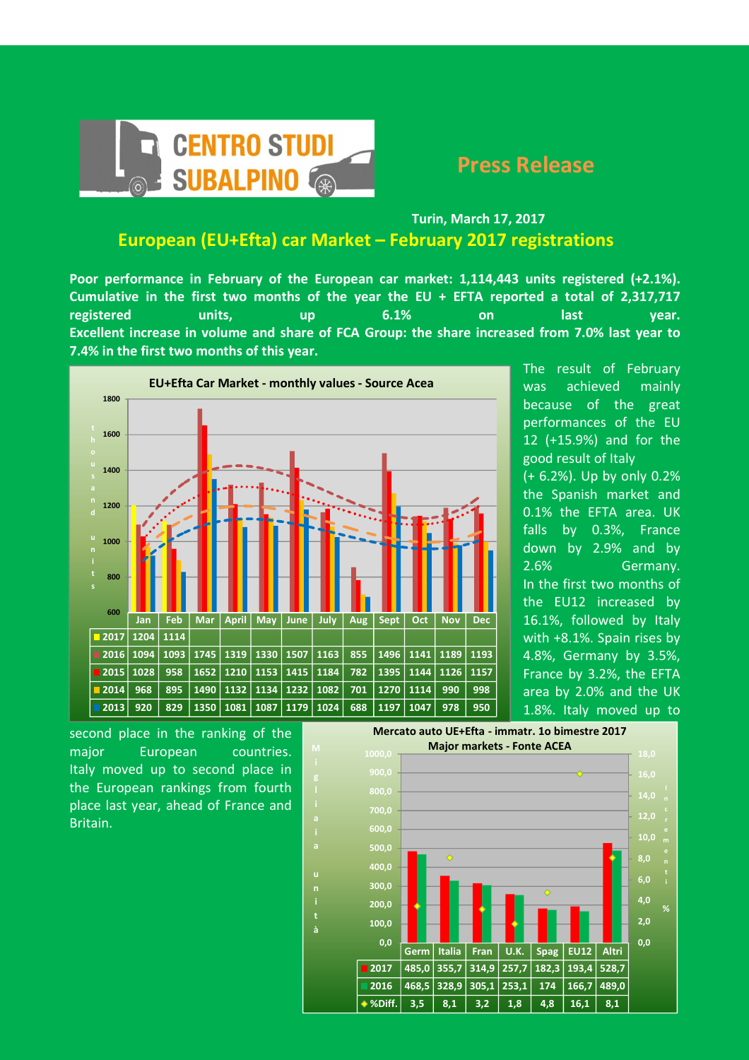**CENTRO STUDI SUBALPINO**

## Press Release

**Turin, March 17, 2017**

# European (EU+Efta) car Market – February 2017 registrations

**Poor performance in February of the European car market: 1,114,443 units registered (+2.1%). Cumulative in the first two months of the year the EU + EFTA reported a total of 2,317,717 registered units, up 6.1% on last year. Excellent increase in volume and share of FCA Group: the share increased from 7.0% last year to 7.4% in the first two months of this year.**

The result of February was achieved mainly because of the great performances of the EU 12 (+15.9%) and for the good result of Italy (+ 6.2%). Up by only 0.2% the Spanish market and 0.1% the EFTA area. UK falls by 0.3%, France down by 2.9% and by 2.6% Germany. In the first two months of the EU12 increased by 16.1%, followed by Italy with +8.1%. Spain rises by 4.8%, Germany by 3.5%, France by 3.2%, the EFTA area by 2.0% and the UK 1.8%. Italy moved up to second place in the ranking of the major European countries. Italy moved up to second place in the European rankings from fourth place last year, ahead of France and Britain.

**EU+Efta Car Market - monthly values - Source Acea** (thousand units)

| | Jan | Feb | Mar | April | May | June | July | Aug | Sept | Oct | Nov | Dec |
|---|---|---|---|---|---|---|---|---|---|---|---|---|
| 2017 | 1204 | 1114 | | | | | | | | | | |
| 2016 | 1094 | 1093 | 1745 | 1319 | 1330 | 1507 | 1163 | 855 | 1496 | 1141 | 1189 | 1193 |
| 2015 | 1028 | 958 | 1652 | 1210 | 1153 | 1415 | 1184 | 782 | 1395 | 1144 | 1126 | 1157 |
| 2014 | 968 | 895 | 1490 | 1132 | 1134 | 1232 | 1082 | 701 | 1270 | 1114 | 990 | 998 |
| 2013 | 920 | 829 | 1350 | 1081 | 1087 | 1179 | 1024 | 688 | 1197 | 1047 | 978 | 950 |

**Mercato auto UE+Efta - immatr. 1o bimestre 2017**
**Major markets - Fonte ACEA**

| | Germ | Italia | Fran | U.K. | Spag | EU12 | Altri |
|---|---|---|---|---|---|---|---|
| 2017 | 485,0 | 355,7 | 314,9 | 257,7 | 182,3 | 193,4 | 528,7 |
| 2016 | 468,5 | 328,9 | 305,1 | 253,1 | 174 | 166,7 | 489,0 |
| %Diff. | 3,5 | 8,1 | 3,2 | 1,8 | 4,8 | 16,1 | 8,1 |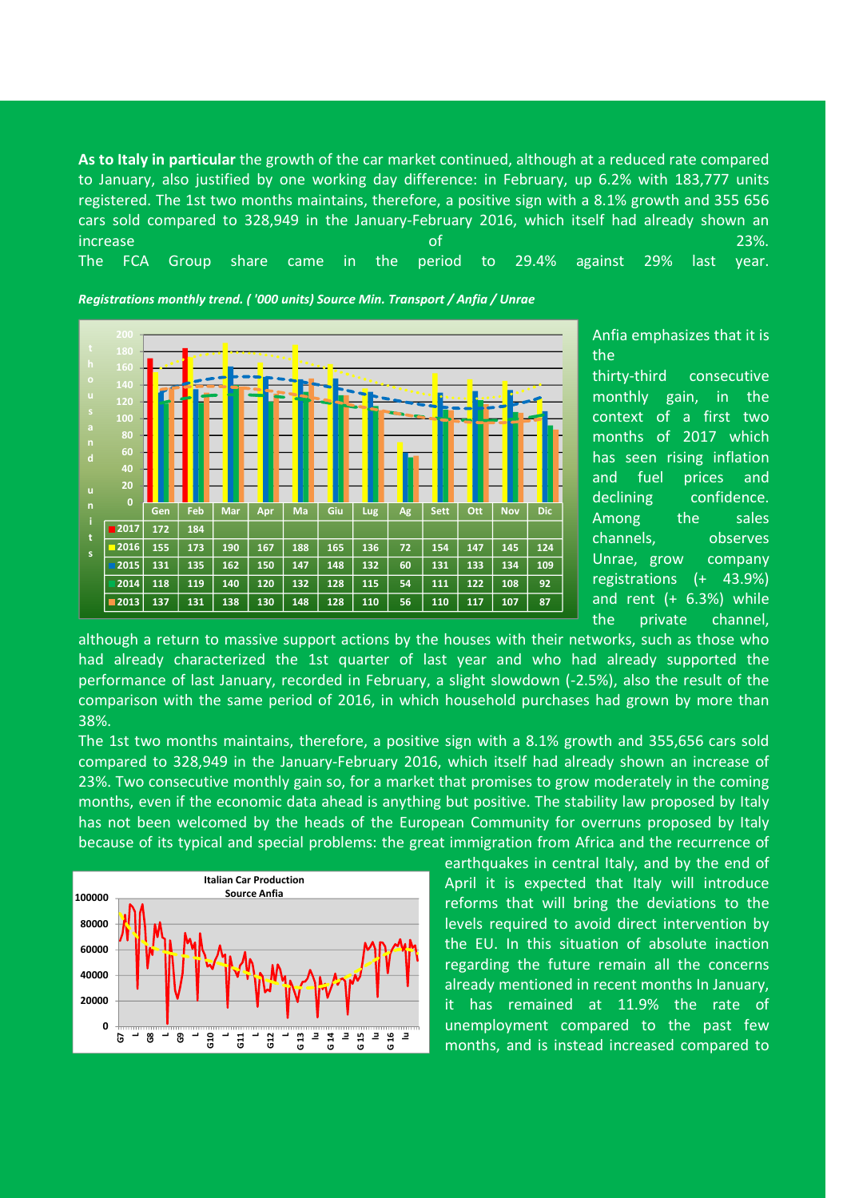**As to Italy in particular** the growth of the car market continued, although at a reduced rate compared to January, also justified by one working day difference: in February, up 6.2% with 183,777 units registered. The 1st two months maintains, therefore, a positive sign with a 8.1% growth and 355 656 cars sold compared to 328,949 in the January-February 2016, which itself had already shown an increase of 23%.
The FCA Group share came in the period to 29.4% against 29% last year.

*Registrations monthly trend. ( '000 units) Source Min. Transport / Anfia / Unrae*

| | Gen | Feb | Mar | Apr | Ma | Giu | Lug | Ag | Sett | Ott | Nov | Dic |
|---|---|---|---|---|---|---|---|---|---|---|---|---|
| 2017 | 172 | 184 | | | | | | | | | | |
| 2016 | 155 | 173 | 190 | 167 | 188 | 165 | 136 | 72 | 154 | 147 | 145 | 124 |
| 2015 | 131 | 135 | 162 | 150 | 147 | 148 | 132 | 60 | 131 | 133 | 134 | 109 |
| 2014 | 118 | 119 | 140 | 120 | 132 | 128 | 115 | 54 | 111 | 122 | 108 | 92 |
| 2013 | 137 | 131 | 138 | 130 | 148 | 128 | 110 | 56 | 110 | 117 | 107 | 87 |

Anfia emphasizes that it is the thirty-third consecutive monthly gain, in the context of a first two months of 2017 which has seen rising inflation and fuel prices and declining confidence. Among the sales channels, observes Unrae, grow company registrations (+ 43.9%) and rent (+ 6.3%) while the private channel, although a return to massive support actions by the houses with their networks, such as those who had already characterized the 1st quarter of last year and who had already supported the performance of last January, recorded in February, a slight slowdown (-2.5%), also the result of the comparison with the same period of 2016, in which household purchases had grown by more than 38%.

The 1st two months maintains, therefore, a positive sign with a 8.1% growth and 355,656 cars sold compared to 328,949 in the January-February 2016, which itself had already shown an increase of 23%. Two consecutive monthly gain so, for a market that promises to grow moderately in the coming months, even if the economic data ahead is anything but positive. The stability law proposed by Italy has not been welcomed by the heads of the European Community for overruns proposed by Italy because of its typical and special problems: the great immigration from Africa and the recurrence of earthquakes in central Italy, and by the end of April it is expected that Italy will introduce reforms that will bring the deviations to the levels required to avoid direct intervention by the EU. In this situation of absolute inaction regarding the future remain all the concerns already mentioned in recent months In January, it has remained at 11.9% the rate of unemployment compared to the past few months, and is instead increased compared to

Italian Car Production
Source Anfia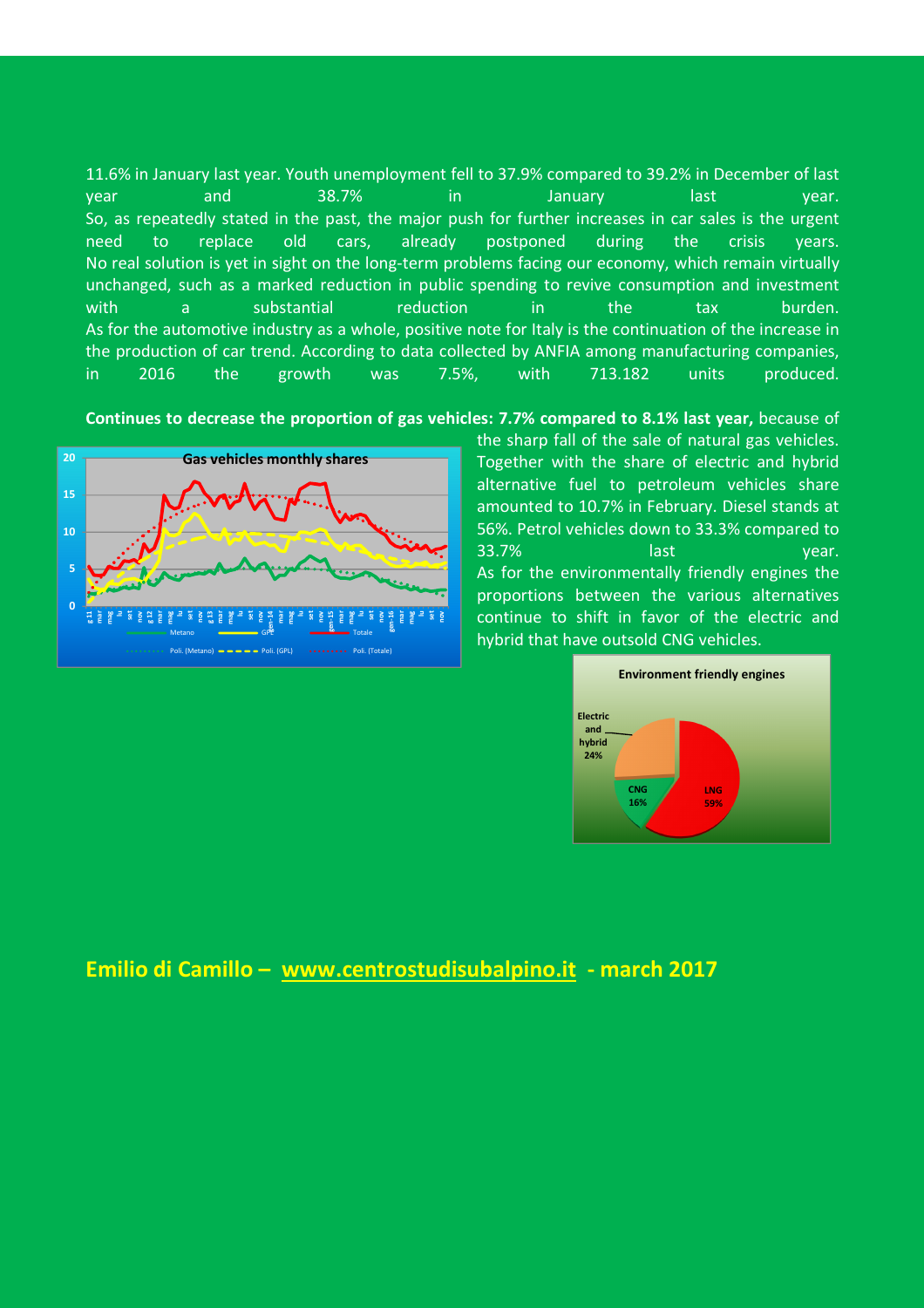11.6% in January last year. Youth unemployment fell to 37.9% compared to 39.2% in December of last year and 38.7% in January last year.

So, as repeatedly stated in the past, the major push for further increases in car sales is the urgent need to replace old cars, already postponed during the crisis years.

No real solution is yet in sight on the long-term problems facing our economy, which remain virtually unchanged, such as a marked reduction in public spending to revive consumption and investment with a substantial reduction in the tax burden.

As for the automotive industry as a whole, positive note for Italy is the continuation of the increase in the production of car trend. According to data collected by ANFIA among manufacturing companies, in 2016 the growth was 7.5%, with 713.182 units produced.

**Continues to decrease the proportion of gas vehicles: 7.7% compared to 8.1% last year,** because of the sharp fall of the sale of natural gas vehicles. Together with the share of electric and hybrid alternative fuel to petroleum vehicles share amounted to 10.7% in February. Diesel stands at 56%. Petrol vehicles down to 33.3% compared to 33.7% last year.

As for the environmentally friendly engines the proportions between the various alternatives continue to shift in favor of the electric and hybrid that have outsold CNG vehicles.

Gas vehicles monthly shares

20
15
10
5
0

Metano
GPL
Totale
Poli. (Metano)
Poli. (GPL)
Poli. (Totale)

Environment friendly engines

Electric and hybrid 24%
CNG 16%
LNG 59%

**Emilio di Camillo – www.centrostudisubalpino.it - march 2017**